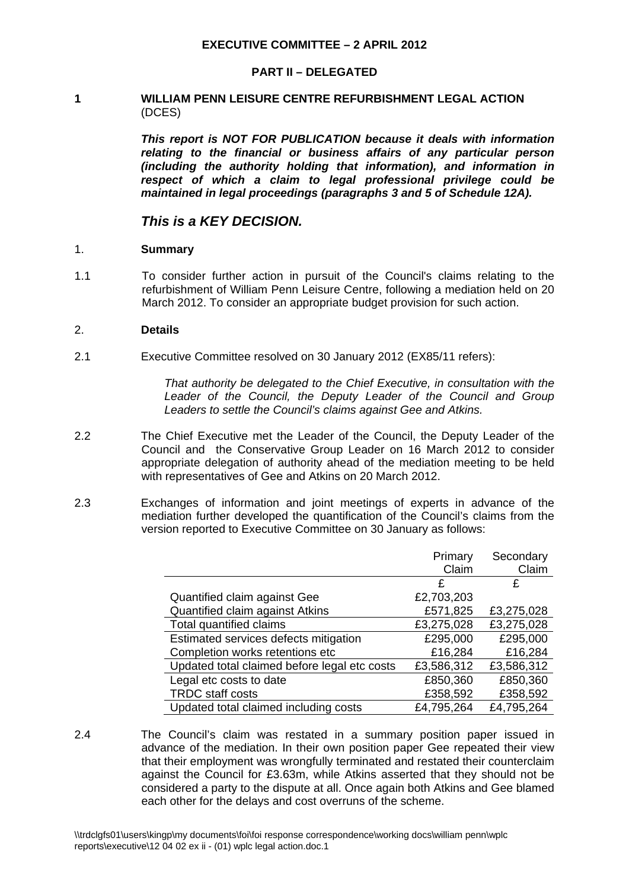**EXECUTIVE COMMITTEE – 2 APRIL 2012**

**PART II – DELEGATED**

**1 WILLIAM PENN LEISURE CENTRE REFURBISHMENT LEGAL ACTION** (DCES)

***This report is NOT FOR PUBLICATION because it deals with information relating to the financial or business affairs of any particular person (including the authority holding that information), and information in respect of which a claim to legal professional privilege could be maintained in legal proceedings (paragraphs 3 and 5 of Schedule 12A).***

***This is a KEY DECISION.***

1. **Summary**

1.1 To consider further action in pursuit of the Council's claims relating to the refurbishment of William Penn Leisure Centre, following a mediation held on 20 March 2012. To consider an appropriate budget provision for such action.

2. **Details**

2.1 Executive Committee resolved on 30 January 2012 (EX85/11 refers):

*That authority be delegated to the Chief Executive, in consultation with the Leader of the Council, the Deputy Leader of the Council and Group Leaders to settle the Council's claims against Gee and Atkins.*

2.2 The Chief Executive met the Leader of the Council, the Deputy Leader of the Council and the Conservative Group Leader on 16 March 2012 to consider appropriate delegation of authority ahead of the mediation meeting to be held with representatives of Gee and Atkins on 20 March 2012.

2.3 Exchanges of information and joint meetings of experts in advance of the mediation further developed the quantification of the Council's claims from the version reported to Executive Committee on 30 January as follows:

| | Primary Claim | Secondary Claim |
|---|---|---|
| | £ | £ |
| Quantified claim against Gee | £2,703,203 | |
| Quantified claim against Atkins | £571,825 | £3,275,028 |
| Total quantified claims | £3,275,028 | £3,275,028 |
| Estimated services defects mitigation | £295,000 | £295,000 |
| Completion works retentions etc | £16,284 | £16,284 |
| Updated total claimed before legal etc costs | £3,586,312 | £3,586,312 |
| Legal etc costs to date | £850,360 | £850,360 |
| TRDC staff costs | £358,592 | £358,592 |
| Updated total claimed including costs | £4,795,264 | £4,795,264 |

2.4 The Council's claim was restated in a summary position paper issued in advance of the mediation. In their own position paper Gee repeated their view that their employment was wrongfully terminated and restated their counterclaim against the Council for £3.63m, while Atkins asserted that they should not be considered a party to the dispute at all. Once again both Atkins and Gee blamed each other for the delays and cost overruns of the scheme.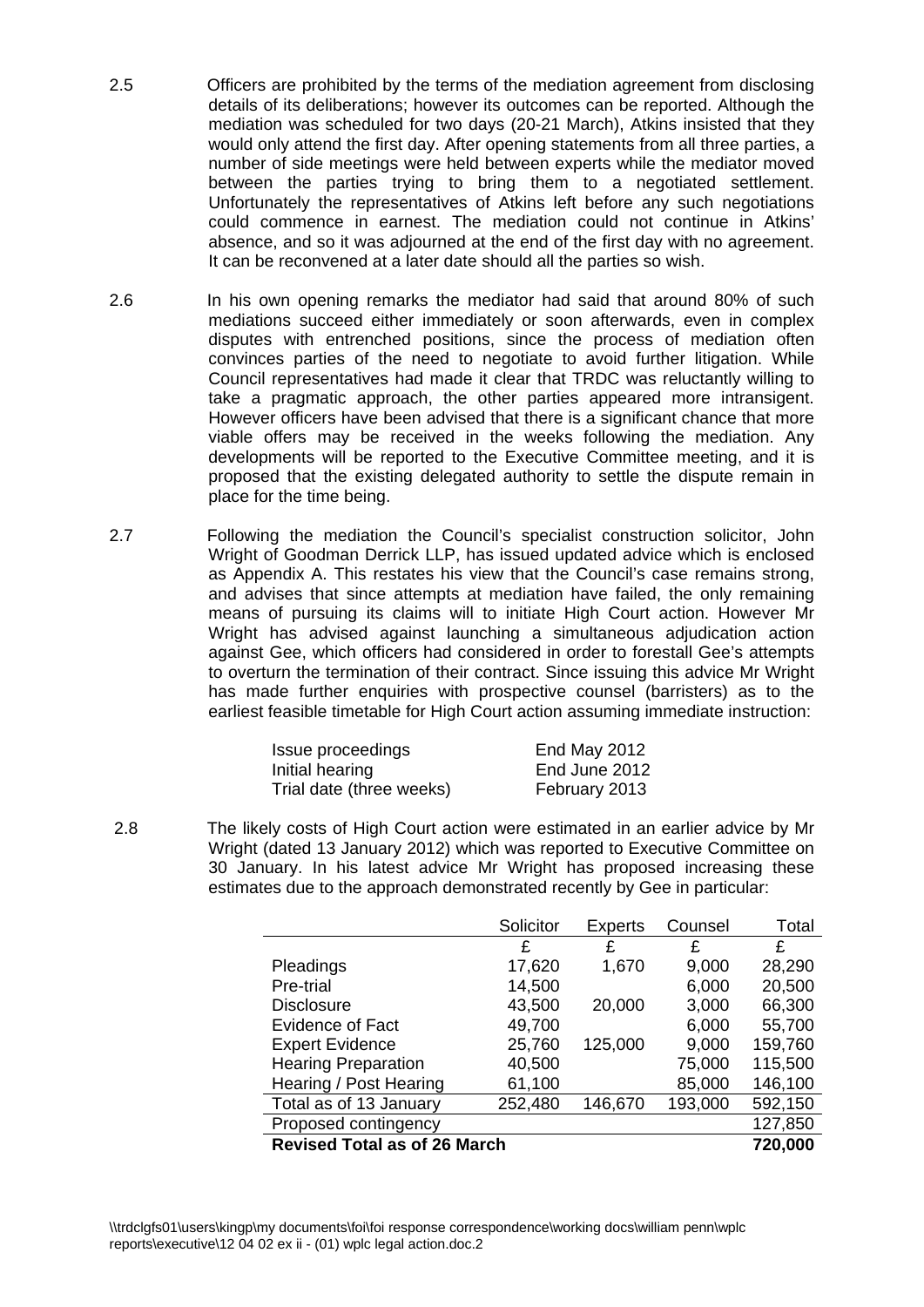2.5 Officers are prohibited by the terms of the mediation agreement from disclosing details of its deliberations; however its outcomes can be reported. Although the mediation was scheduled for two days (20-21 March), Atkins insisted that they would only attend the first day. After opening statements from all three parties, a number of side meetings were held between experts while the mediator moved between the parties trying to bring them to a negotiated settlement. Unfortunately the representatives of Atkins left before any such negotiations could commence in earnest. The mediation could not continue in Atkins' absence, and so it was adjourned at the end of the first day with no agreement. It can be reconvened at a later date should all the parties so wish.

2.6 In his own opening remarks the mediator had said that around 80% of such mediations succeed either immediately or soon afterwards, even in complex disputes with entrenched positions, since the process of mediation often convinces parties of the need to negotiate to avoid further litigation. While Council representatives had made it clear that TRDC was reluctantly willing to take a pragmatic approach, the other parties appeared more intransigent. However officers have been advised that there is a significant chance that more viable offers may be received in the weeks following the mediation. Any developments will be reported to the Executive Committee meeting, and it is proposed that the existing delegated authority to settle the dispute remain in place for the time being.

2.7 Following the mediation the Council's specialist construction solicitor, John Wright of Goodman Derrick LLP, has issued updated advice which is enclosed as Appendix A. This restates his view that the Council's case remains strong, and advises that since attempts at mediation have failed, the only remaining means of pursuing its claims will to initiate High Court action. However Mr Wright has advised against launching a simultaneous adjudication action against Gee, which officers had considered in order to forestall Gee's attempts to overturn the termination of their contract. Since issuing this advice Mr Wright has made further enquiries with prospective counsel (barristers) as to the earliest feasible timetable for High Court action assuming immediate instruction:

| | |
|---|---|
| Issue proceedings | End May 2012 |
| Initial hearing | End June 2012 |
| Trial date (three weeks) | February 2013 |

2.8 The likely costs of High Court action were estimated in an earlier advice by Mr Wright (dated 13 January 2012) which was reported to Executive Committee on 30 January. In his latest advice Mr Wright has proposed increasing these estimates due to the approach demonstrated recently by Gee in particular:

| | Solicitor | Experts | Counsel | Total |
|---|---|---|---|---|
| | £ | £ | £ | £ |
| Pleadings | 17,620 | 1,670 | 9,000 | 28,290 |
| Pre-trial | 14,500 | | 6,000 | 20,500 |
| Disclosure | 43,500 | 20,000 | 3,000 | 66,300 |
| Evidence of Fact | 49,700 | | 6,000 | 55,700 |
| Expert Evidence | 25,760 | 125,000 | 9,000 | 159,760 |
| Hearing Preparation | 40,500 | | 75,000 | 115,500 |
| Hearing / Post Hearing | 61,100 | | 85,000 | 146,100 |
| Total as of 13 January | 252,480 | 146,670 | 193,000 | 592,150 |
| Proposed contingency | | | | 127,850 |
| **Revised Total as of 26 March** | | | | **720,000** |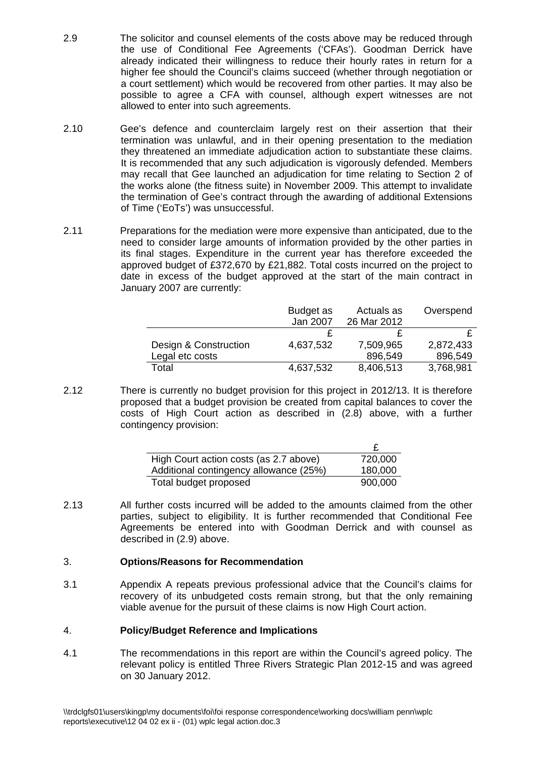2.9 The solicitor and counsel elements of the costs above may be reduced through the use of Conditional Fee Agreements ('CFAs'). Goodman Derrick have already indicated their willingness to reduce their hourly rates in return for a higher fee should the Council's claims succeed (whether through negotiation or a court settlement) which would be recovered from other parties. It may also be possible to agree a CFA with counsel, although expert witnesses are not allowed to enter into such agreements.

2.10 Gee's defence and counterclaim largely rest on their assertion that their termination was unlawful, and in their opening presentation to the mediation they threatened an immediate adjudication action to substantiate these claims. It is recommended that any such adjudication is vigorously defended. Members may recall that Gee launched an adjudication for time relating to Section 2 of the works alone (the fitness suite) in November 2009. This attempt to invalidate the termination of Gee's contract through the awarding of additional Extensions of Time ('EoTs') was unsuccessful.

2.11 Preparations for the mediation were more expensive than anticipated, due to the need to consider large amounts of information provided by the other parties in its final stages. Expenditure in the current year has therefore exceeded the approved budget of £372,670 by £21,882. Total costs incurred on the project to date in excess of the budget approved at the start of the main contract in January 2007 are currently:

| | Budget as Jan 2007 | Actuals as 26 Mar 2012 | Overspend |
|---|---|---|---|
| | £ | £ | £ |
| Design & Construction | 4,637,532 | 7,509,965 | 2,872,433 |
| Legal etc costs | | 896,549 | 896,549 |
| Total | 4,637,532 | 8,406,513 | 3,768,981 |

2.12 There is currently no budget provision for this project in 2012/13. It is therefore proposed that a budget provision be created from capital balances to cover the costs of High Court action as described in (2.8) above, with a further contingency provision:

| | £ |
|---|---|
| High Court action costs (as 2.7 above) | 720,000 |
| Additional contingency allowance (25%) | 180,000 |
| Total budget proposed | 900,000 |

2.13 All further costs incurred will be added to the amounts claimed from the other parties, subject to eligibility. It is further recommended that Conditional Fee Agreements be entered into with Goodman Derrick and with counsel as described in (2.9) above.

## 3. Options/Reasons for Recommendation

3.1 Appendix A repeats previous professional advice that the Council's claims for recovery of its unbudgeted costs remain strong, but that the only remaining viable avenue for the pursuit of these claims is now High Court action.

## 4. Policy/Budget Reference and Implications

4.1 The recommendations in this report are within the Council's agreed policy. The relevant policy is entitled Three Rivers Strategic Plan 2012-15 and was agreed on 30 January 2012.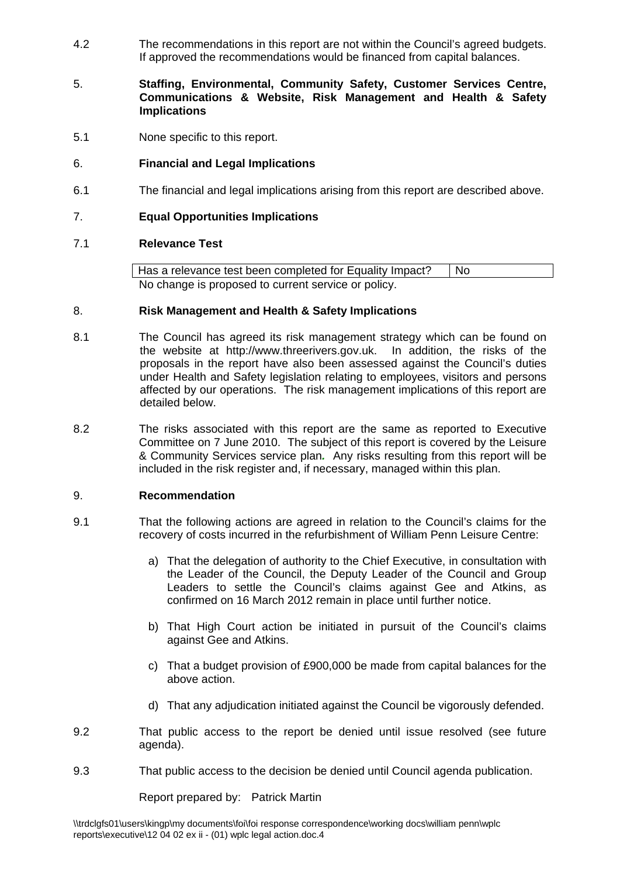4.2 The recommendations in this report are not within the Council's agreed budgets. If approved the recommendations would be financed from capital balances.

5. **Staffing, Environmental, Community Safety, Customer Services Centre, Communications & Website, Risk Management and Health & Safety Implications**

5.1 None specific to this report.

6. **Financial and Legal Implications**

6.1 The financial and legal implications arising from this report are described above.

7. **Equal Opportunities Implications**

7.1 **Relevance Test**

| Has a relevance test been completed for Equality Impact? | No |
|---|---|
| No change is proposed to current service or policy. | |

8. **Risk Management and Health & Safety Implications**

8.1 The Council has agreed its risk management strategy which can be found on the website at http://www.threerivers.gov.uk. In addition, the risks of the proposals in the report have also been assessed against the Council's duties under Health and Safety legislation relating to employees, visitors and persons affected by our operations. The risk management implications of this report are detailed below.

8.2 The risks associated with this report are the same as reported to Executive Committee on 7 June 2010. The subject of this report is covered by the Leisure & Community Services service plan. Any risks resulting from this report will be included in the risk register and, if necessary, managed within this plan.

9. **Recommendation**

9.1 That the following actions are agreed in relation to the Council's claims for the recovery of costs incurred in the refurbishment of William Penn Leisure Centre:

a) That the delegation of authority to the Chief Executive, in consultation with the Leader of the Council, the Deputy Leader of the Council and Group Leaders to settle the Council's claims against Gee and Atkins, as confirmed on 16 March 2012 remain in place until further notice.

b) That High Court action be initiated in pursuit of the Council's claims against Gee and Atkins.

c) That a budget provision of £900,000 be made from capital balances for the above action.

d) That any adjudication initiated against the Council be vigorously defended.

9.2 That public access to the report be denied until issue resolved (see future agenda).

9.3 That public access to the decision be denied until Council agenda publication.

Report prepared by: Patrick Martin

\\trdclgfs01\users\kingp\my documents\foi\foi response correspondence\working docs\william penn\wplc reports\executive\12 04 02 ex ii - (01) wplc legal action.doc.4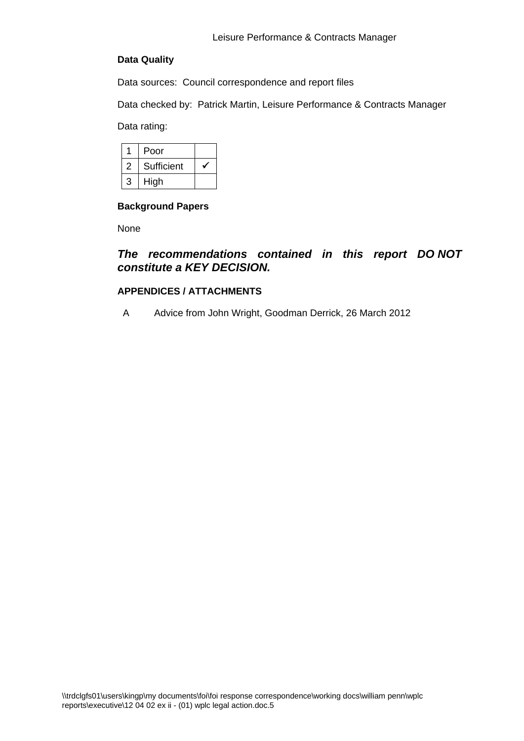Leisure Performance & Contracts Manager

**Data Quality**

Data sources: Council correspondence and report files

Data checked by: Patrick Martin, Leisure Performance & Contracts Manager

Data rating:

| | | |
|---|---|---|
| 1 | Poor | |
| 2 | Sufficient | ✓ |
| 3 | High | |

**Background Papers**

None

***The recommendations contained in this report DO NOT constitute a KEY DECISION.***

**APPENDICES / ATTACHMENTS**

A Advice from John Wright, Goodman Derrick, 26 March 2012

\\trdclgfs01\users\kingp\my documents\foi\foi response correspondence\working docs\william penn\wplc reports\executive\12 04 02 ex ii - (01) wplc legal action.doc.5